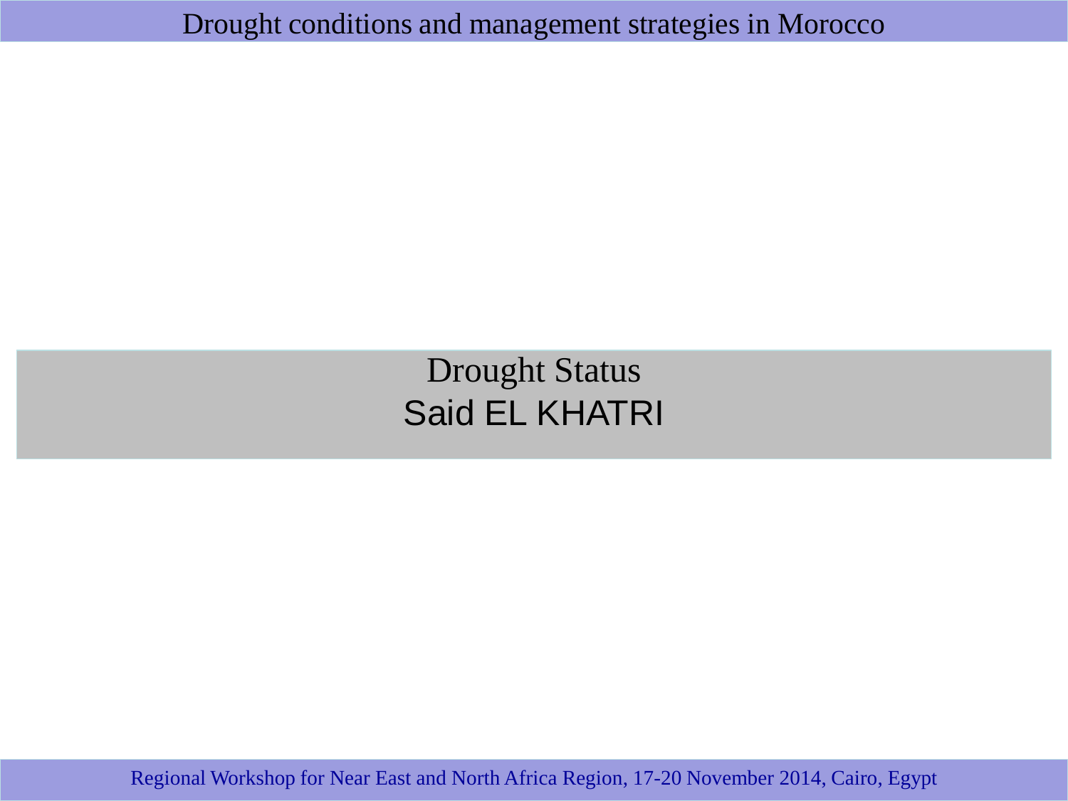# Drought conditions and management strategies in Morocco

## Drought Status

Said EL KHATRI

Regional Workshop for Near East and North Africa Region, 17-20 November 2014, Cairo, Egypt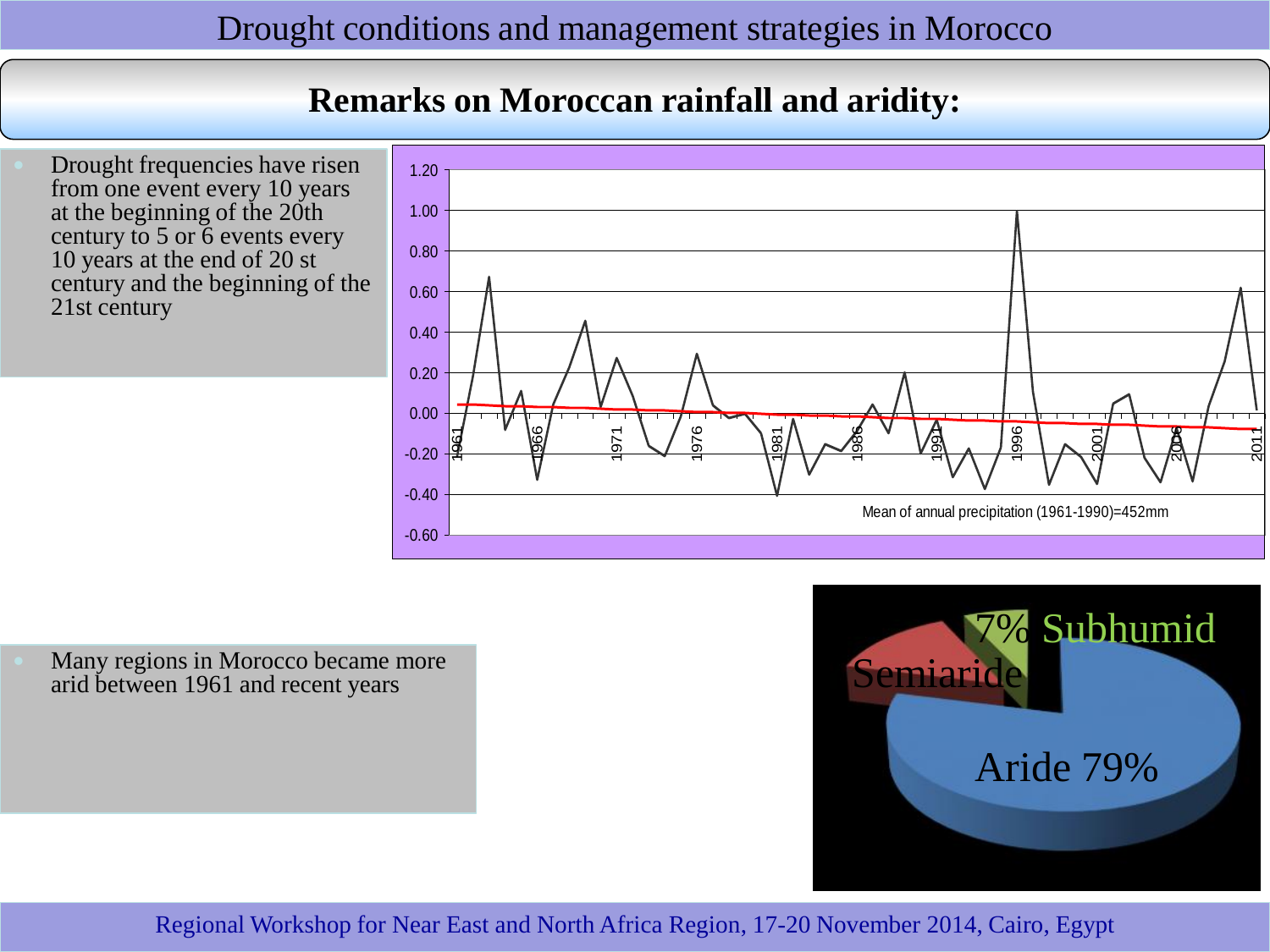## Remarks on Moroccan rainfall and aridity:

- Drought frequencies have risen from one event every 10 years at the beginning of the 20th century to 5 or 6 events every 10 years at the end of 20 st century and the beginning of the 21st century

Mean of annual precipitation (1961-1990)=452mm

- Many regions in Morocco became more arid between 1961 and recent years

7% Subhumid

Semiaride

Aride 79%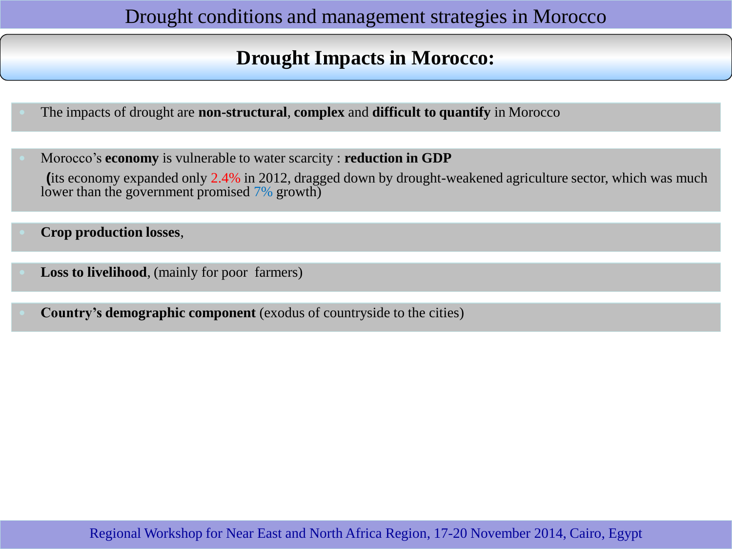## Drought Impacts in Morocco:

- The impacts of drought are **non-structural**, **complex** and **difficult to quantify** in Morocco
- Morocco's **economy** is vulnerable to water scarcity : **reduction in GDP**
  **(**its economy expanded only 2.4% in 2012, dragged down by drought-weakened agriculture sector, which was much lower than the government promised 7% growth)
- **Crop production losses**,
- **Loss to livelihood**, (mainly for poor farmers)
- **Country's demographic component** (exodus of countryside to the cities)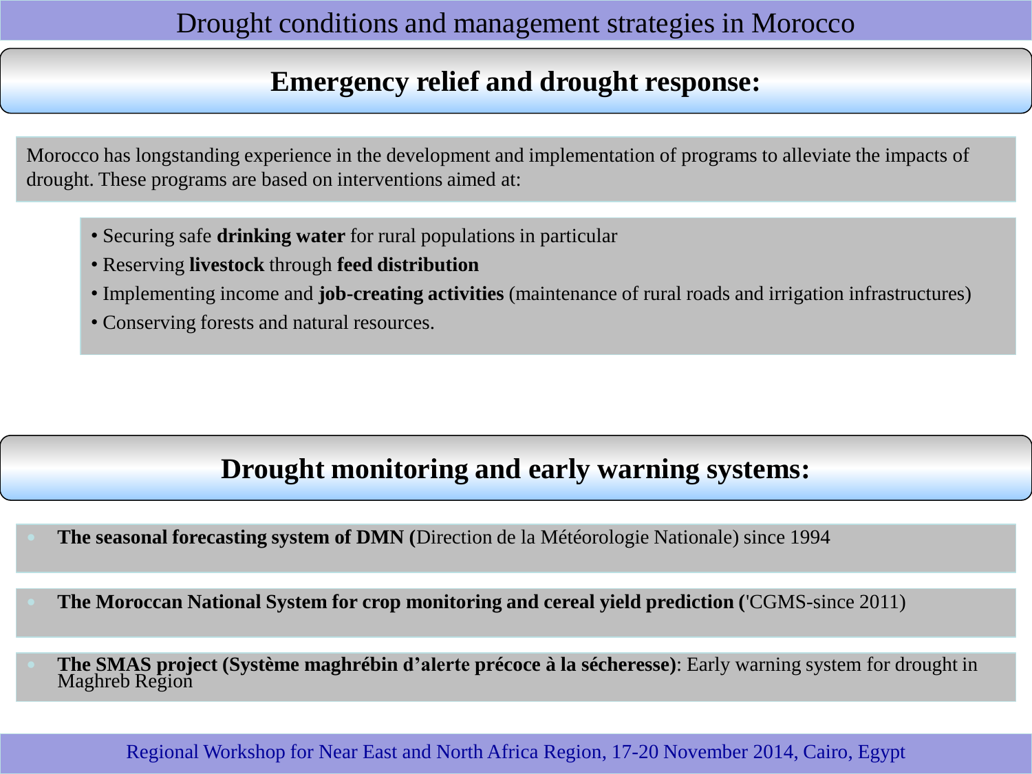# Drought conditions and management strategies in Morocco

## Emergency relief and drought response:

Morocco has longstanding experience in the development and implementation of programs to alleviate the impacts of drought. These programs are based on interventions aimed at:

- Securing safe **drinking water** for rural populations in particular
- Reserving **livestock** through **feed distribution**
- Implementing income and **job-creating activities** (maintenance of rural roads and irrigation infrastructures)
- Conserving forests and natural resources.

## Drought monitoring and early warning systems:

- **The seasonal forecasting system of DMN (**Direction de la Météorologie Nationale) since 1994
- **The Moroccan National System for crop monitoring and cereal yield prediction (**'CGMS-since 2011)
- **The SMAS project (Système maghrébin d'alerte précoce à la sécheresse)**: Early warning system for drought in Maghreb Region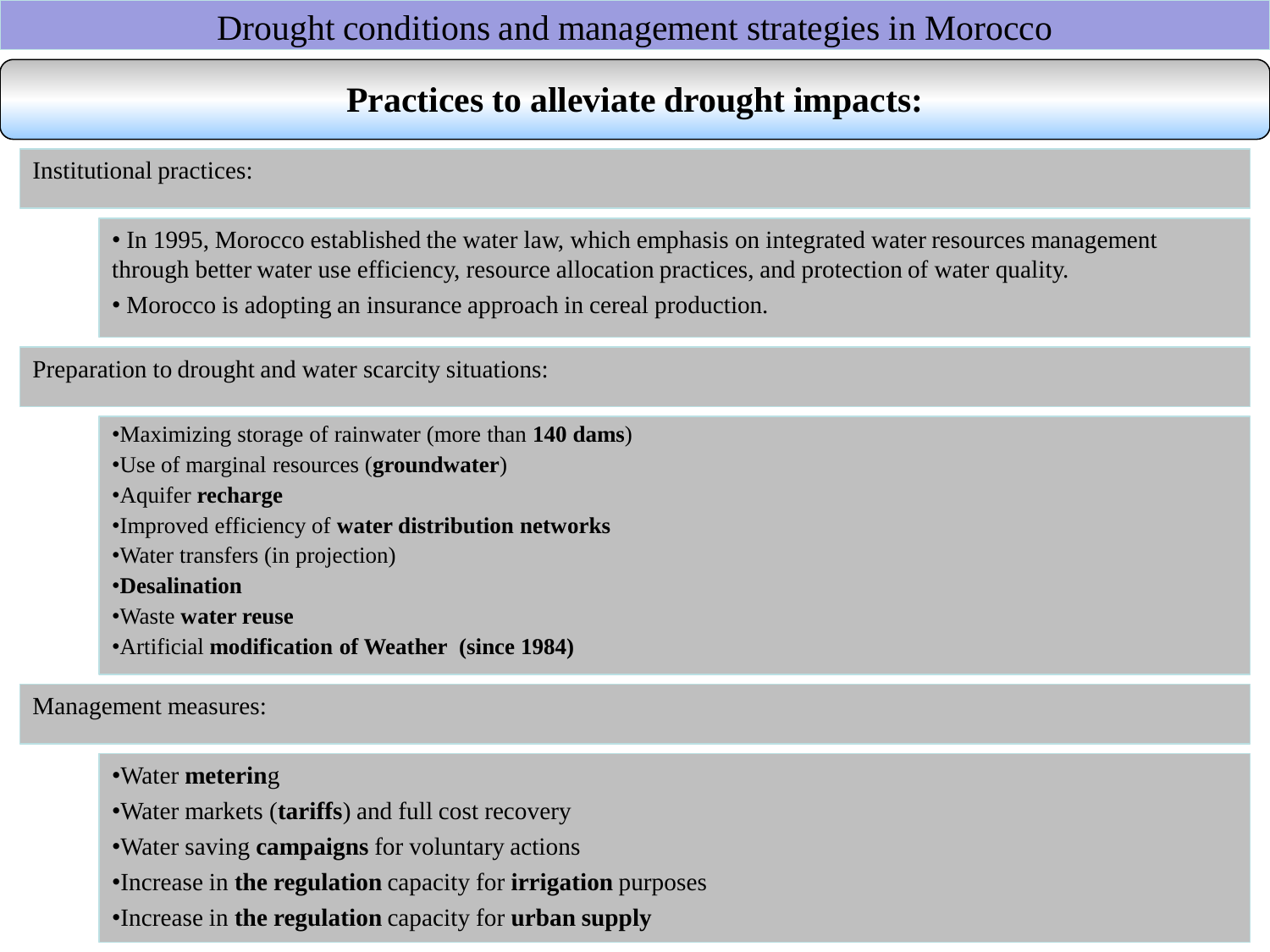# Drought conditions and management strategies in Morocco

## Practices to alleviate drought impacts:

Institutional practices:

- In 1995, Morocco established the water law, which emphasis on integrated water resources management through better water use efficiency, resource allocation practices, and protection of water quality.
- Morocco is adopting an insurance approach in cereal production.

Preparation to drought and water scarcity situations:

- Maximizing storage of rainwater (more than **140 dams**)
- Use of marginal resources (**groundwater**)
- Aquifer **recharge**
- Improved efficiency of **water distribution networks**
- Water transfers (in projection)
- **Desalination**
- Waste **water reuse**
- Artificial **modification of Weather (since 1984)**

Management measures:

- Water **metering**
- Water markets (**tariffs**) and full cost recovery
- Water saving **campaigns** for voluntary actions
- Increase in **the regulation** capacity for **irrigation** purposes
- Increase in **the regulation** capacity for **urban supply**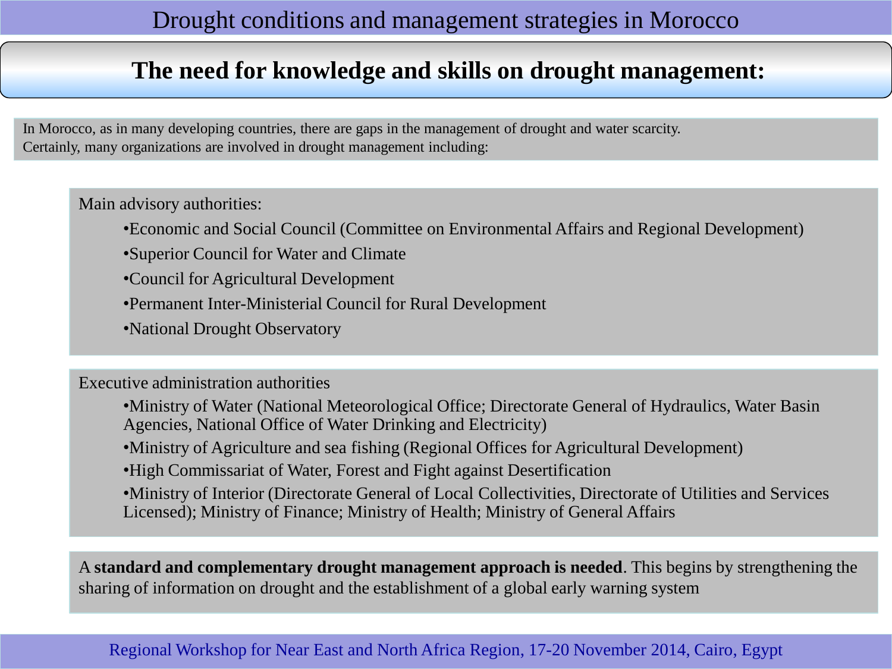## The need for knowledge and skills on drought management:

In Morocco, as in many developing countries, there are gaps in the management of drought and water scarcity.
Certainly, many organizations are involved in drought management including:

Main advisory authorities:

- Economic and Social Council (Committee on Environmental Affairs and Regional Development)
- Superior Council for Water and Climate
- Council for Agricultural Development
- Permanent Inter-Ministerial Council for Rural Development
- National Drought Observatory

Executive administration authorities

- Ministry of Water (National Meteorological Office; Directorate General of Hydraulics, Water Basin Agencies, National Office of Water Drinking and Electricity)
- Ministry of Agriculture and sea fishing (Regional Offices for Agricultural Development)
- High Commissariat of Water, Forest and Fight against Desertification
- Ministry of Interior (Directorate General of Local Collectivities, Directorate of Utilities and Services Licensed); Ministry of Finance; Ministry of Health; Ministry of General Affairs

A **standard and complementary drought management approach is needed**. This begins by strengthening the sharing of information on drought and the establishment of a global early warning system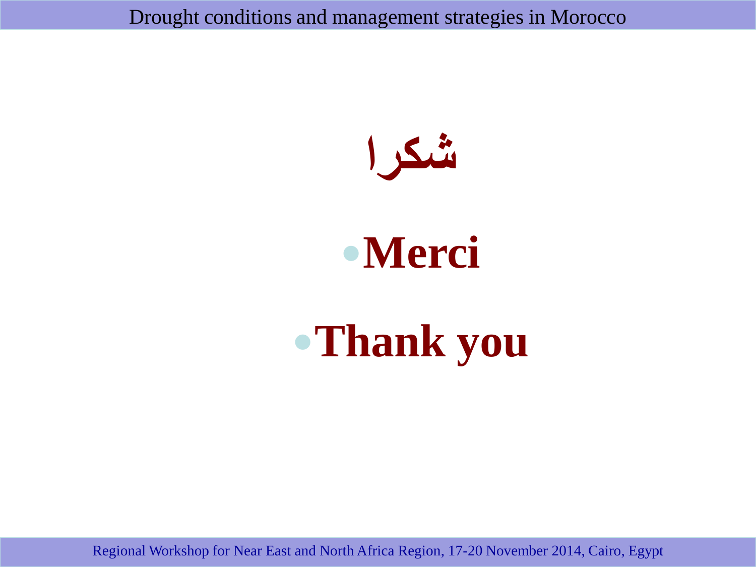**شكرا**

- **Merci**
- **Thank you**